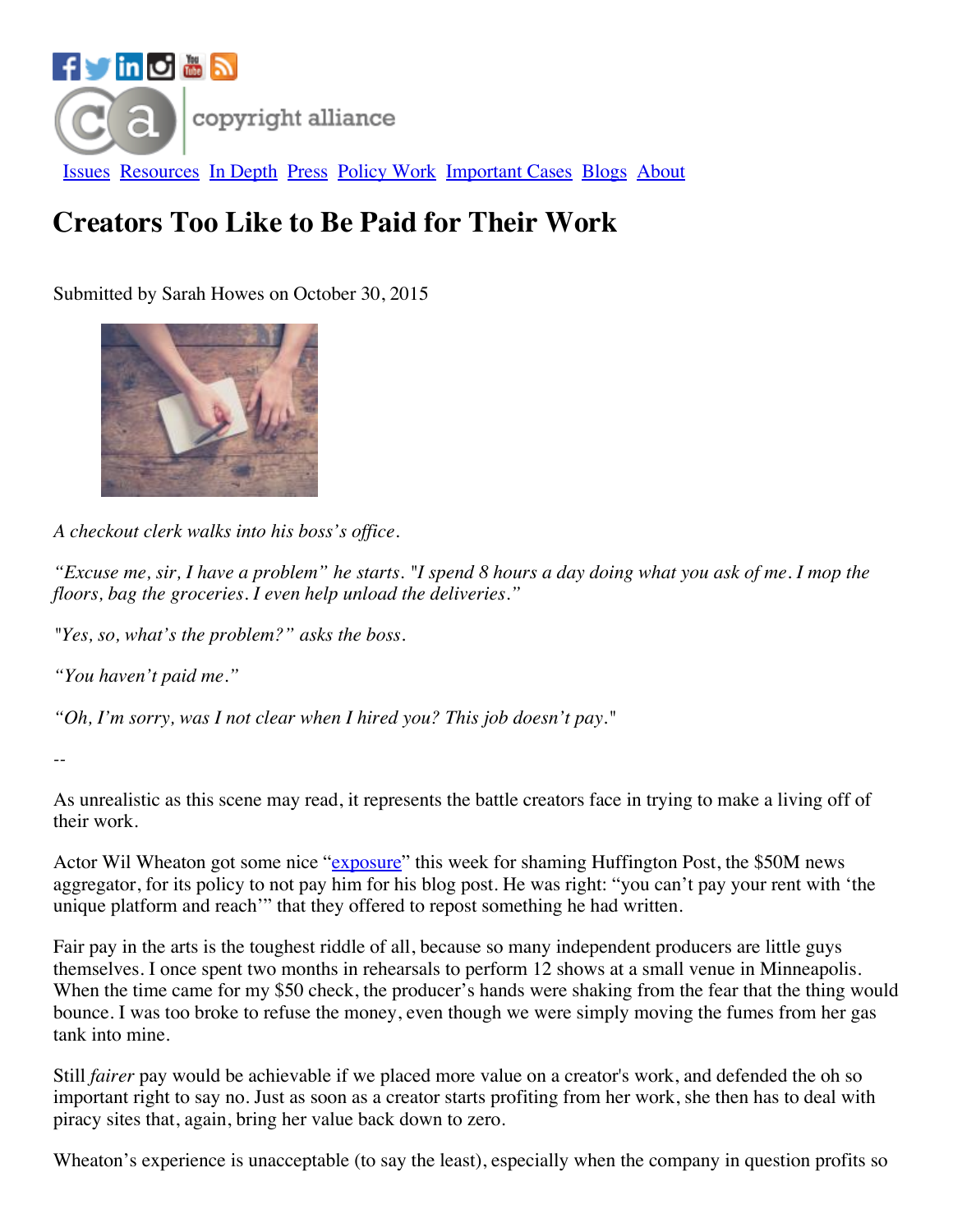copyright alliance

Issues Resources In Depth Press Policy Work Important Cases Blogs About

# Creators Too Like to Be Paid for Their Work

Submitted by Sarah Howes on October 30, 2015

*A checkout clerk walks into his boss's office.*

*"Excuse me, sir, I have a problem" he starts. "I spend 8 hours a day doing what you ask of me. I mop the floors, bag the groceries. I even help unload the deliveries."*

*"Yes, so, what's the problem?" asks the boss.*

*"You haven't paid me."*

*"Oh, I'm sorry, was I not clear when I hired you? This job doesn't pay."*

--

As unrealistic as this scene may read, it represents the battle creators face in trying to make a living off of their work.

Actor Wil Wheaton got some nice "exposure" this week for shaming Huffington Post, the $50M news aggregator, for its policy to not pay him for his blog post. He was right: "you can't pay your rent with 'the unique platform and reach'" that they offered to repost something he had written.

Fair pay in the arts is the toughest riddle of all, because so many independent producers are little guys themselves. I once spent two months in rehearsals to perform 12 shows at a small venue in Minneapolis. When the time came for my $50 check, the producer's hands were shaking from the fear that the thing would bounce. I was too broke to refuse the money, even though we were simply moving the fumes from her gas tank into mine.

Still *fairer* pay would be achievable if we placed more value on a creator's work, and defended the oh so important right to say no. Just as soon as a creator starts profiting from her work, she then has to deal with piracy sites that, again, bring her value back down to zero.

Wheaton's experience is unacceptable (to say the least), especially when the company in question profits so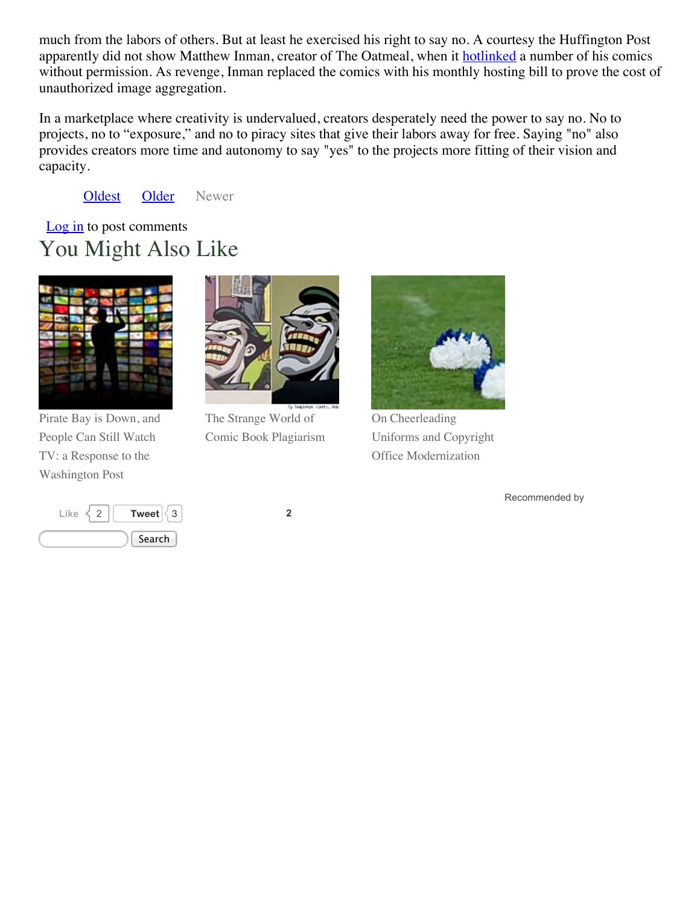much from the labors of others. But at least he exercised his right to say no. A courtesy the Huffington Post apparently did not show Matthew Inman, creator of The Oatmeal, when it hotlinked a number of his comics without permission. As revenge, Inman replaced the comics with his monthly hosting bill to prove the cost of unauthorized image aggregation.

In a marketplace where creativity is undervalued, creators desperately need the power to say no. No to projects, no to “exposure,” and no to piracy sites that give their labors away for free. Saying "no" also provides creators more time and autonomy to say "yes" to the projects more fitting of their vision and capacity.

Oldest Older Newer

Log in to post comments

# You Might Also Like

Pirate Bay is Down, and People Can Still Watch TV: a Response to the Washington Post

The Strange World of Comic Book Plagiarism

On Cheerleading Uniforms and Copyright Office Modernization

Recommended by

Like 2 Tweet 3 2

Search